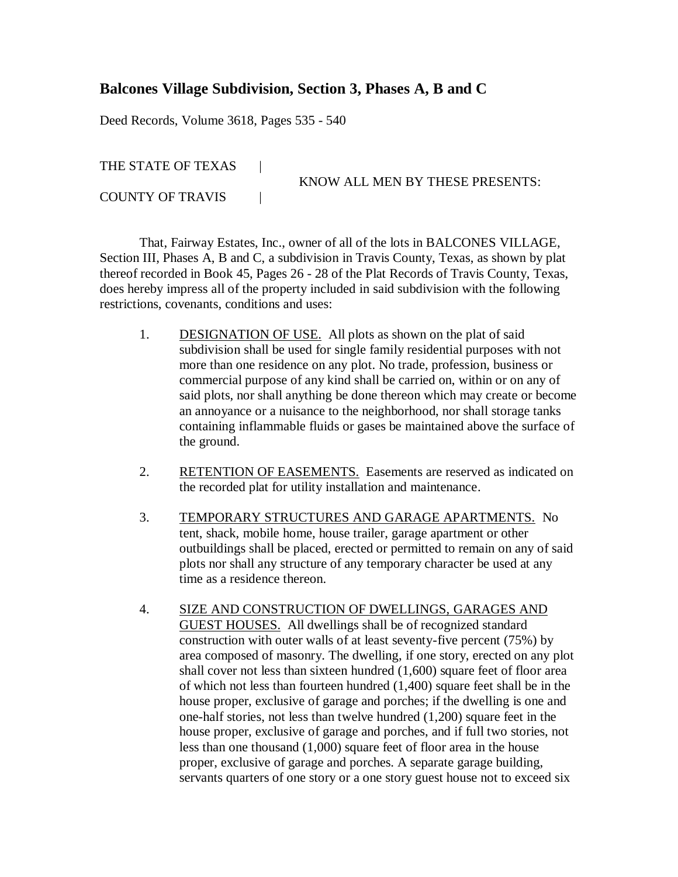# Balcones Village Subdivision, Section 3, Phases A, B and C

Deed Records, Volume 3618, Pages 535 - 540

THE STATE OF TEXAS |
KNOW ALL MEN BY THESE PRESENTS:
COUNTY OF TRAVIS |

That, Fairway Estates, Inc., owner of all of the lots in BALCONES VILLAGE, Section III, Phases A, B and C, a subdivision in Travis County, Texas, as shown by plat thereof recorded in Book 45, Pages 26 - 28 of the Plat Records of Travis County, Texas, does hereby impress all of the property included in said subdivision with the following restrictions, covenants, conditions and uses:

1. <u>DESIGNATION OF USE.</u> All plots as shown on the plat of said subdivision shall be used for single family residential purposes with not more than one residence on any plot. No trade, profession, business or commercial purpose of any kind shall be carried on, within or on any of said plots, nor shall anything be done thereon which may create or become an annoyance or a nuisance to the neighborhood, nor shall storage tanks containing inflammable fluids or gases be maintained above the surface of the ground.

2. <u>RETENTION OF EASEMENTS.</u> Easements are reserved as indicated on the recorded plat for utility installation and maintenance.

3. <u>TEMPORARY STRUCTURES AND GARAGE APARTMENTS.</u> No tent, shack, mobile home, house trailer, garage apartment or other outbuildings shall be placed, erected or permitted to remain on any of said plots nor shall any structure of any temporary character be used at any time as a residence thereon.

4. <u>SIZE AND CONSTRUCTION OF DWELLINGS, GARAGES AND GUEST HOUSES.</u> All dwellings shall be of recognized standard construction with outer walls of at least seventy-five percent (75%) by area composed of masonry. The dwelling, if one story, erected on any plot shall cover not less than sixteen hundred (1,600) square feet of floor area of which not less than fourteen hundred (1,400) square feet shall be in the house proper, exclusive of garage and porches; if the dwelling is one and one-half stories, not less than twelve hundred (1,200) square feet in the house proper, exclusive of garage and porches, and if full two stories, not less than one thousand (1,000) square feet of floor area in the house proper, exclusive of garage and porches. A separate garage building, servants quarters of one story or a one story guest house not to exceed six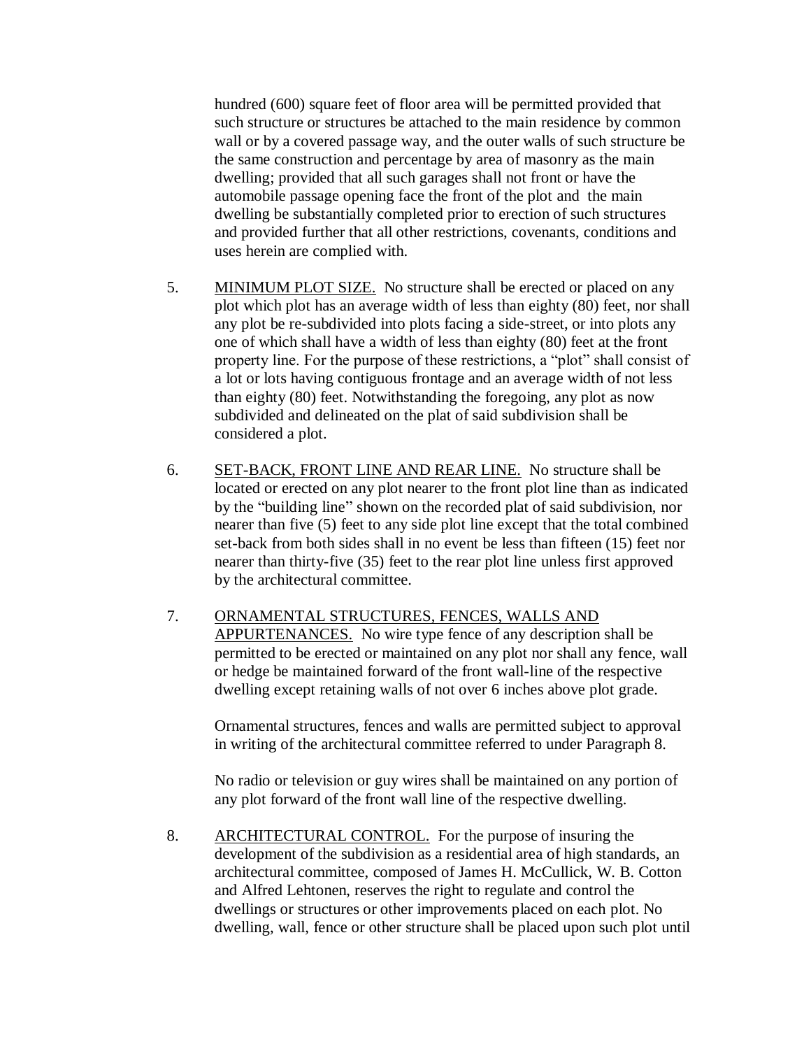hundred (600) square feet of floor area will be permitted provided that such structure or structures be attached to the main residence by common wall or by a covered passage way, and the outer walls of such structure be the same construction and percentage by area of masonry as the main dwelling; provided that all such garages shall not front or have the automobile passage opening face the front of the plot and the main dwelling be substantially completed prior to erection of such structures and provided further that all other restrictions, covenants, conditions and uses herein are complied with.

5. MINIMUM PLOT SIZE. No structure shall be erected or placed on any plot which plot has an average width of less than eighty (80) feet, nor shall any plot be re-subdivided into plots facing a side-street, or into plots any one of which shall have a width of less than eighty (80) feet at the front property line. For the purpose of these restrictions, a "plot" shall consist of a lot or lots having contiguous frontage and an average width of not less than eighty (80) feet. Notwithstanding the foregoing, any plot as now subdivided and delineated on the plat of said subdivision shall be considered a plot.

6. SET-BACK, FRONT LINE AND REAR LINE. No structure shall be located or erected on any plot nearer to the front plot line than as indicated by the "building line" shown on the recorded plat of said subdivision, nor nearer than five (5) feet to any side plot line except that the total combined set-back from both sides shall in no event be less than fifteen (15) feet nor nearer than thirty-five (35) feet to the rear plot line unless first approved by the architectural committee.

7. ORNAMENTAL STRUCTURES, FENCES, WALLS AND APPURTENANCES. No wire type fence of any description shall be permitted to be erected or maintained on any plot nor shall any fence, wall or hedge be maintained forward of the front wall-line of the respective dwelling except retaining walls of not over 6 inches above plot grade.

   Ornamental structures, fences and walls are permitted subject to approval in writing of the architectural committee referred to under Paragraph 8.

   No radio or television or guy wires shall be maintained on any portion of any plot forward of the front wall line of the respective dwelling.

8. ARCHITECTURAL CONTROL. For the purpose of insuring the development of the subdivision as a residential area of high standards, an architectural committee, composed of James H. McCullick, W. B. Cotton and Alfred Lehtonen, reserves the right to regulate and control the dwellings or structures or other improvements placed on each plot. No dwelling, wall, fence or other structure shall be placed upon such plot until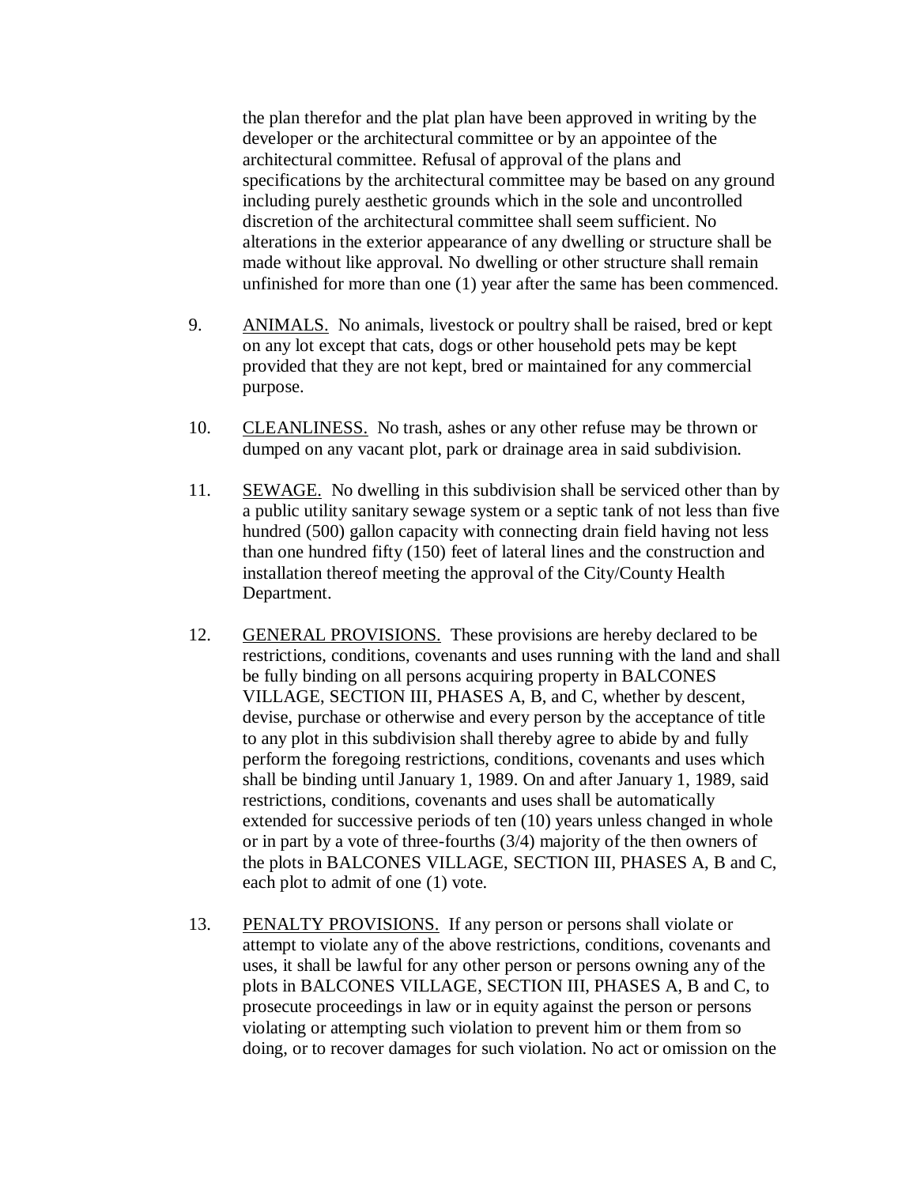the plan therefor and the plat plan have been approved in writing by the developer or the architectural committee or by an appointee of the architectural committee. Refusal of approval of the plans and specifications by the architectural committee may be based on any ground including purely aesthetic grounds which in the sole and uncontrolled discretion of the architectural committee shall seem sufficient. No alterations in the exterior appearance of any dwelling or structure shall be made without like approval. No dwelling or other structure shall remain unfinished for more than one (1) year after the same has been commenced.

9. <u>ANIMALS.</u> No animals, livestock or poultry shall be raised, bred or kept on any lot except that cats, dogs or other household pets may be kept provided that they are not kept, bred or maintained for any commercial purpose.

10. <u>CLEANLINESS.</u> No trash, ashes or any other refuse may be thrown or dumped on any vacant plot, park or drainage area in said subdivision.

11. <u>SEWAGE.</u> No dwelling in this subdivision shall be serviced other than by a public utility sanitary sewage system or a septic tank of not less than five hundred (500) gallon capacity with connecting drain field having not less than one hundred fifty (150) feet of lateral lines and the construction and installation thereof meeting the approval of the City/County Health Department.

12. <u>GENERAL PROVISIONS.</u> These provisions are hereby declared to be restrictions, conditions, covenants and uses running with the land and shall be fully binding on all persons acquiring property in BALCONES VILLAGE, SECTION III, PHASES A, B, and C, whether by descent, devise, purchase or otherwise and every person by the acceptance of title to any plot in this subdivision shall thereby agree to abide by and fully perform the foregoing restrictions, conditions, covenants and uses which shall be binding until January 1, 1989. On and after January 1, 1989, said restrictions, conditions, covenants and uses shall be automatically extended for successive periods of ten (10) years unless changed in whole or in part by a vote of three-fourths (3/4) majority of the then owners of the plots in BALCONES VILLAGE, SECTION III, PHASES A, B and C, each plot to admit of one (1) vote.

13. <u>PENALTY PROVISIONS.</u> If any person or persons shall violate or attempt to violate any of the above restrictions, conditions, covenants and uses, it shall be lawful for any other person or persons owning any of the plots in BALCONES VILLAGE, SECTION III, PHASES A, B and C, to prosecute proceedings in law or in equity against the person or persons violating or attempting such violation to prevent him or them from so doing, or to recover damages for such violation. No act or omission on the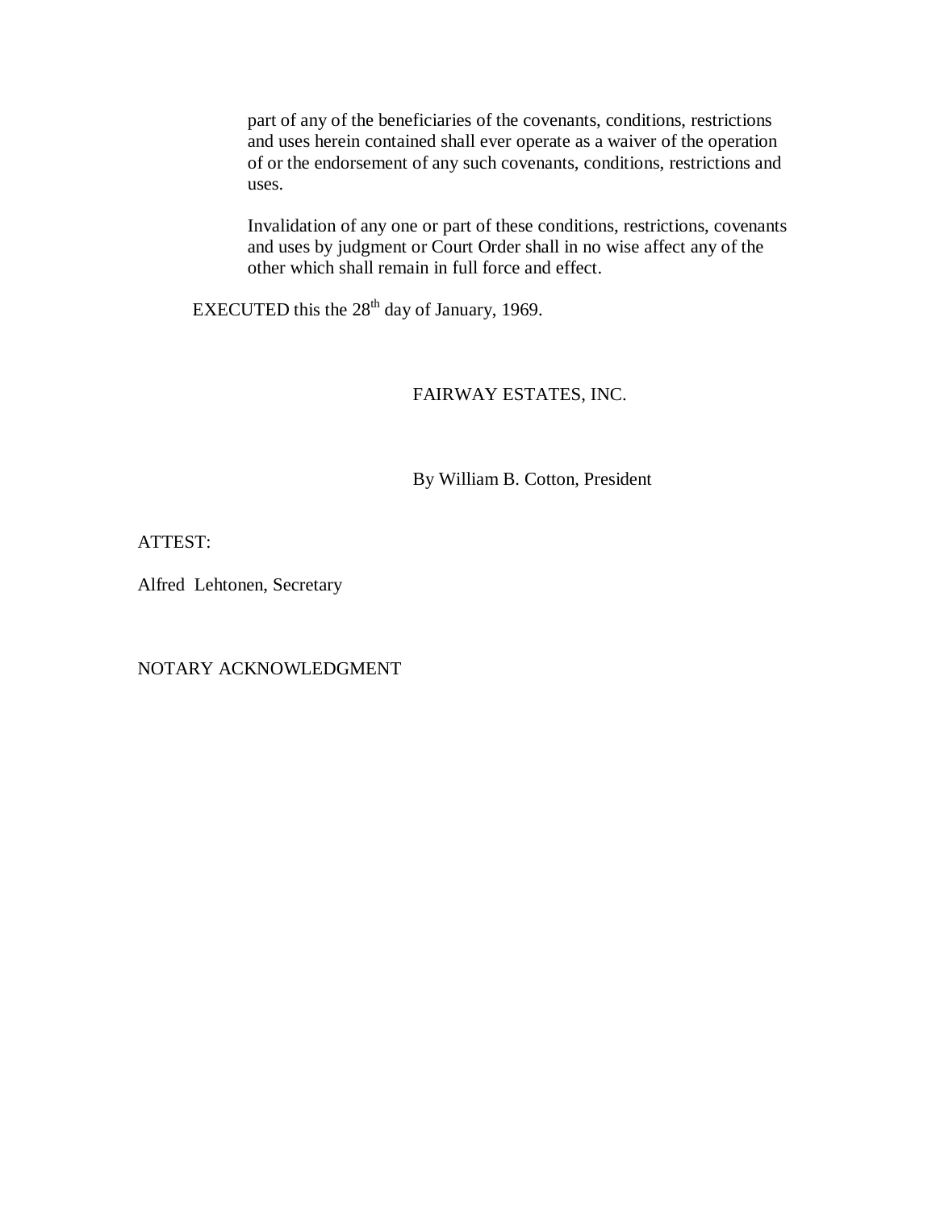part of any of the beneficiaries of the covenants, conditions, restrictions and uses herein contained shall ever operate as a waiver of the operation of or the endorsement of any such covenants, conditions, restrictions and uses.

Invalidation of any one or part of these conditions, restrictions, covenants and uses by judgment or Court Order shall in no wise affect any of the other which shall remain in full force and effect.

EXECUTED this the 28th day of January, 1969.

FAIRWAY ESTATES, INC.

By William B. Cotton, President

ATTEST:

Alfred Lehtonen, Secretary

NOTARY ACKNOWLEDGMENT